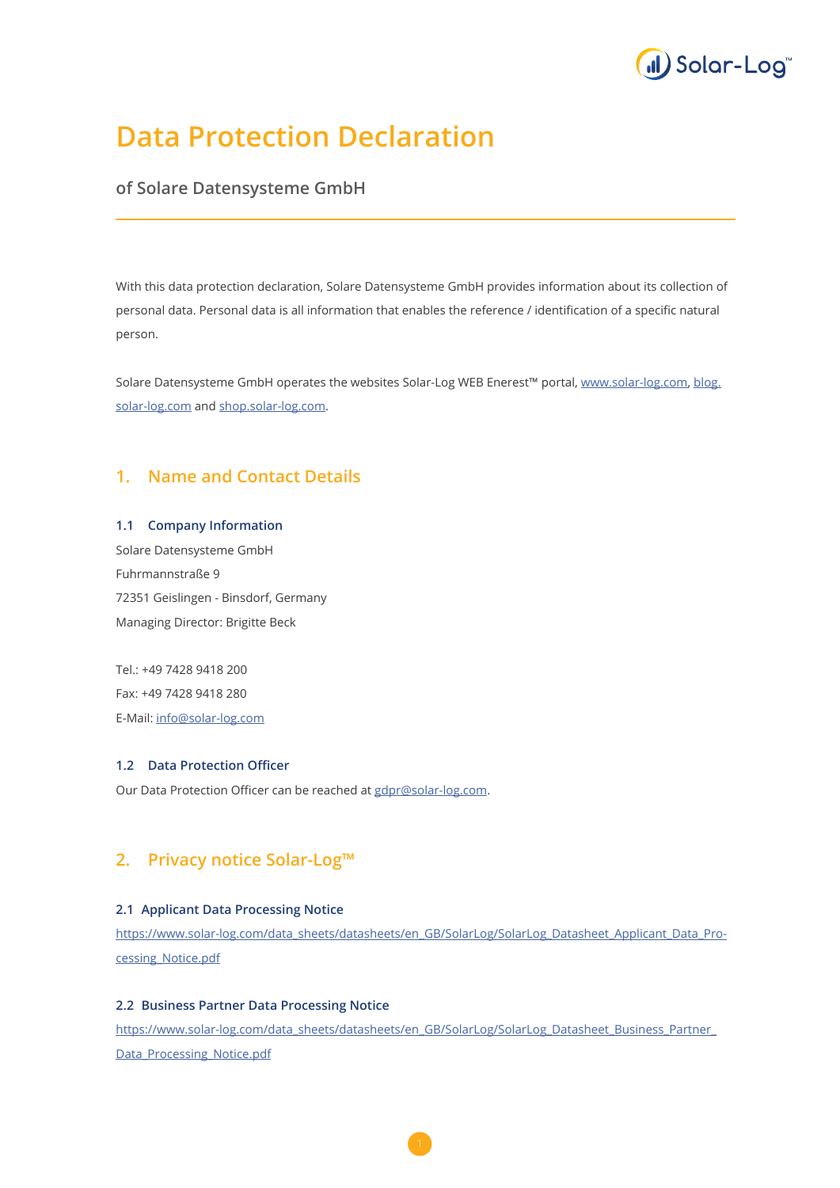# Data Protection Declaration

of Solare Datensysteme GmbH

With this data protection declaration, Solare Datensysteme GmbH provides information about its collection of personal data. Personal data is all information that enables the reference / identification of a specific natural person.

Solare Datensysteme GmbH operates the websites Solar-Log WEB Enerest™ portal, www.solar-log.com, blog.solar-log.com and shop.solar-log.com.

## 1. Name and Contact Details

### 1.1 Company Information

Solare Datensysteme GmbH
Fuhrmannstraße 9
72351 Geislingen - Binsdorf, Germany
Managing Director: Brigitte Beck

Tel.: +49 7428 9418 200
Fax: +49 7428 9418 280
E-Mail: info@solar-log.com

### 1.2 Data Protection Officer

Our Data Protection Officer can be reached at gdpr@solar-log.com.

## 2. Privacy notice Solar-Log™

### 2.1 Applicant Data Processing Notice

https://www.solar-log.com/data_sheets/datasheets/en_GB/SolarLog/SolarLog_Datasheet_Applicant_Data_Processing_Notice.pdf

### 2.2 Business Partner Data Processing Notice

https://www.solar-log.com/data_sheets/datasheets/en_GB/SolarLog/SolarLog_Datasheet_Business_Partner_Data_Processing_Notice.pdf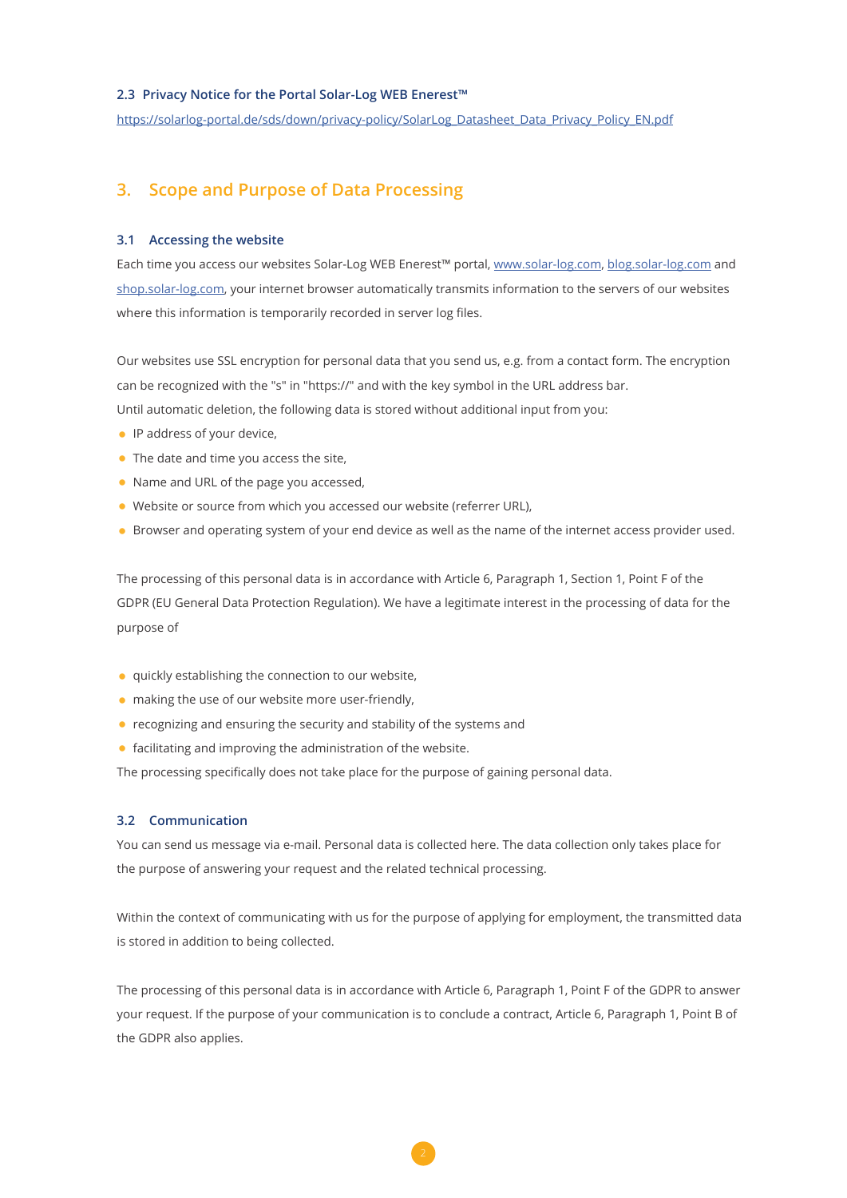### 2.3 Privacy Notice for the Portal Solar-Log WEB Enerest™

https://solarlog-portal.de/sds/down/privacy-policy/SolarLog_Datasheet_Data_Privacy_Policy_EN.pdf

## 3. Scope and Purpose of Data Processing

### 3.1 Accessing the website

Each time you access our websites Solar-Log WEB Enerest™ portal, www.solar-log.com, blog.solar-log.com and shop.solar-log.com, your internet browser automatically transmits information to the servers of our websites where this information is temporarily recorded in server log files.

Our websites use SSL encryption for personal data that you send us, e.g. from a contact form. The encryption can be recognized with the "s" in "https://" and with the key symbol in the URL address bar.
Until automatic deletion, the following data is stored without additional input from you:

- IP address of your device,
- The date and time you access the site,
- Name and URL of the page you accessed,
- Website or source from which you accessed our website (referrer URL),
- Browser and operating system of your end device as well as the name of the internet access provider used.

The processing of this personal data is in accordance with Article 6, Paragraph 1, Section 1, Point F of the GDPR (EU General Data Protection Regulation). We have a legitimate interest in the processing of data for the purpose of

- quickly establishing the connection to our website,
- making the use of our website more user-friendly,
- recognizing and ensuring the security and stability of the systems and
- facilitating and improving the administration of the website.

The processing specifically does not take place for the purpose of gaining personal data.

### 3.2 Communication

You can send us message via e-mail. Personal data is collected here. The data collection only takes place for the purpose of answering your request and the related technical processing.

Within the context of communicating with us for the purpose of applying for employment, the transmitted data is stored in addition to being collected.

The processing of this personal data is in accordance with Article 6, Paragraph 1, Point F of the GDPR to answer your request. If the purpose of your communication is to conclude a contract, Article 6, Paragraph 1, Point B of the GDPR also applies.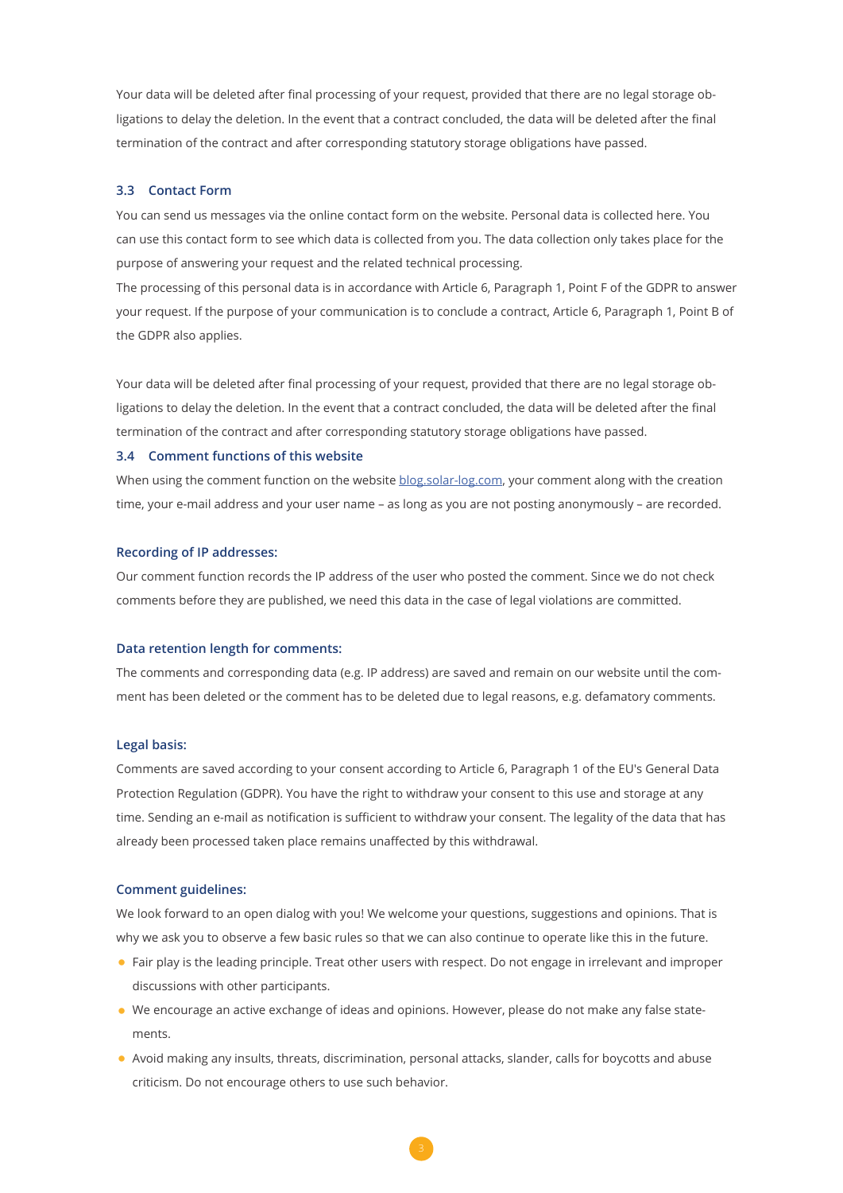Your data will be deleted after final processing of your request, provided that there are no legal storage obligations to delay the deletion. In the event that a contract concluded, the data will be deleted after the final termination of the contract and after corresponding statutory storage obligations have passed.

### 3.3 Contact Form

You can send us messages via the online contact form on the website. Personal data is collected here. You can use this contact form to see which data is collected from you. The data collection only takes place for the purpose of answering your request and the related technical processing.
The processing of this personal data is in accordance with Article 6, Paragraph 1, Point F of the GDPR to answer your request. If the purpose of your communication is to conclude a contract, Article 6, Paragraph 1, Point B of the GDPR also applies.

Your data will be deleted after final processing of your request, provided that there are no legal storage obligations to delay the deletion. In the event that a contract concluded, the data will be deleted after the final termination of the contract and after corresponding statutory storage obligations have passed.

### 3.4 Comment functions of this website

When using the comment function on the website [blog.solar-log.com](blog.solar-log.com), your comment along with the creation time, your e-mail address and your user name – as long as you are not posting anonymously – are recorded.

#### Recording of IP addresses:

Our comment function records the IP address of the user who posted the comment. Since we do not check comments before they are published, we need this data in the case of legal violations are committed.

#### Data retention length for comments:

The comments and corresponding data (e.g. IP address) are saved and remain on our website until the comment has been deleted or the comment has to be deleted due to legal reasons, e.g. defamatory comments.

#### Legal basis:

Comments are saved according to your consent according to Article 6, Paragraph 1 of the EU's General Data Protection Regulation (GDPR). You have the right to withdraw your consent to this use and storage at any time. Sending an e-mail as notification is sufficient to withdraw your consent. The legality of the data that has already been processed taken place remains unaffected by this withdrawal.

#### Comment guidelines:

We look forward to an open dialog with you! We welcome your questions, suggestions and opinions. That is why we ask you to observe a few basic rules so that we can also continue to operate like this in the future.

- Fair play is the leading principle. Treat other users with respect. Do not engage in irrelevant and improper discussions with other participants.
- We encourage an active exchange of ideas and opinions. However, please do not make any false statements.
- Avoid making any insults, threats, discrimination, personal attacks, slander, calls for boycotts and abuse criticism. Do not encourage others to use such behavior.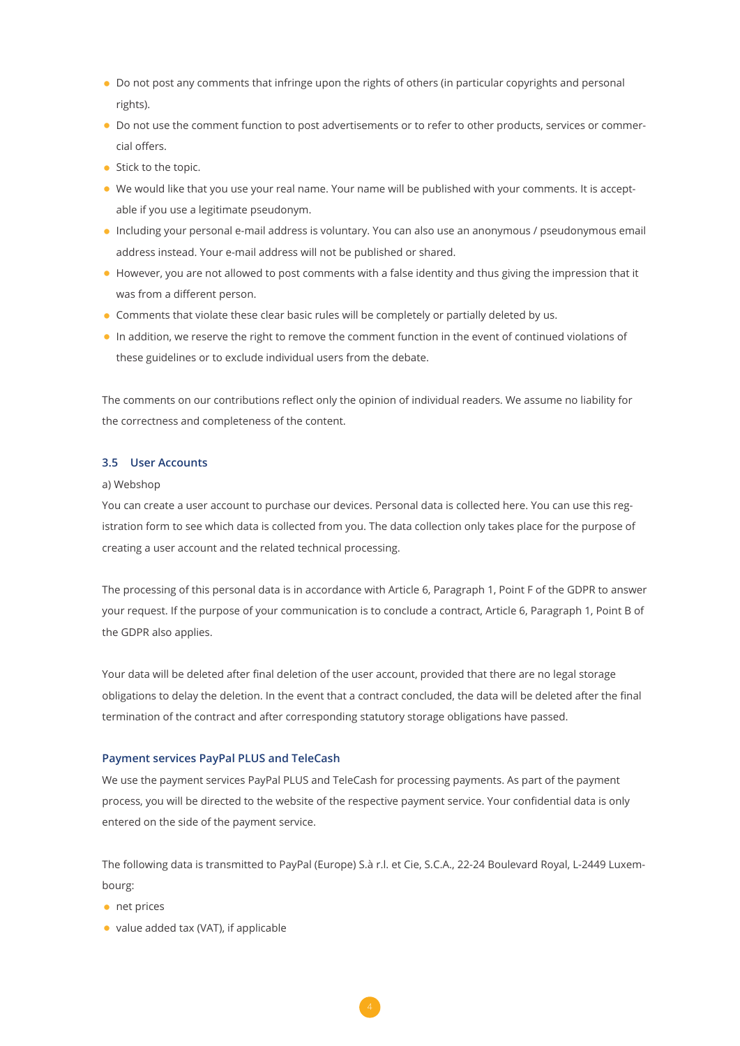- Do not post any comments that infringe upon the rights of others (in particular copyrights and personal rights).
- Do not use the comment function to post advertisements or to refer to other products, services or commercial offers.
- Stick to the topic.
- We would like that you use your real name. Your name will be published with your comments. It is acceptable if you use a legitimate pseudonym.
- Including your personal e-mail address is voluntary. You can also use an anonymous / pseudonymous email address instead. Your e-mail address will not be published or shared.
- However, you are not allowed to post comments with a false identity and thus giving the impression that it was from a different person.
- Comments that violate these clear basic rules will be completely or partially deleted by us.
- In addition, we reserve the right to remove the comment function in the event of continued violations of these guidelines or to exclude individual users from the debate.

The comments on our contributions reflect only the opinion of individual readers. We assume no liability for the correctness and completeness of the content.

### 3.5 User Accounts

a) Webshop

You can create a user account to purchase our devices. Personal data is collected here. You can use this registration form to see which data is collected from you. The data collection only takes place for the purpose of creating a user account and the related technical processing.

The processing of this personal data is in accordance with Article 6, Paragraph 1, Point F of the GDPR to answer your request. If the purpose of your communication is to conclude a contract, Article 6, Paragraph 1, Point B of the GDPR also applies.

Your data will be deleted after final deletion of the user account, provided that there are no legal storage obligations to delay the deletion. In the event that a contract concluded, the data will be deleted after the final termination of the contract and after corresponding statutory storage obligations have passed.

#### Payment services PayPal PLUS and TeleCash

We use the payment services PayPal PLUS and TeleCash for processing payments. As part of the payment process, you will be directed to the website of the respective payment service. Your confidential data is only entered on the side of the payment service.

The following data is transmitted to PayPal (Europe) S.à r.l. et Cie, S.C.A., 22-24 Boulevard Royal, L-2449 Luxembourg:

- net prices
- value added tax (VAT), if applicable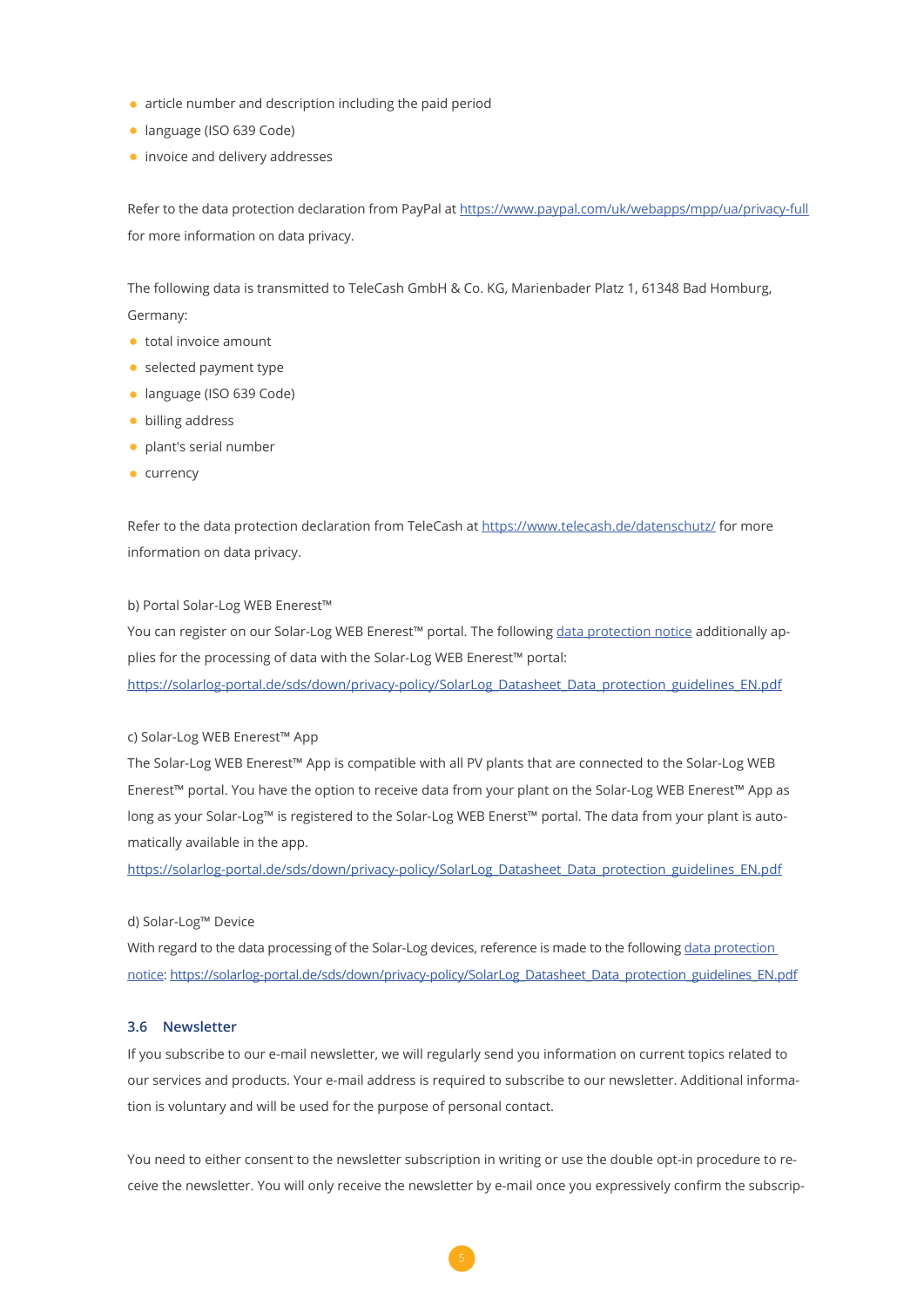- article number and description including the paid period
- language (ISO 639 Code)
- invoice and delivery addresses

Refer to the data protection declaration from PayPal at https://www.paypal.com/uk/webapps/mpp/ua/privacy-full for more information on data privacy.

The following data is transmitted to TeleCash GmbH & Co. KG, Marienbader Platz 1, 61348 Bad Homburg, Germany:

- total invoice amount
- selected payment type
- language (ISO 639 Code)
- billing address
- plant's serial number
- currency

Refer to the data protection declaration from TeleCash at https://www.telecash.de/datenschutz/ for more information on data privacy.

b) Portal Solar-Log WEB Enerest™

You can register on our Solar-Log WEB Enerest™ portal. The following data protection notice additionally applies for the processing of data with the Solar-Log WEB Enerest™ portal:
https://solarlog-portal.de/sds/down/privacy-policy/SolarLog_Datasheet_Data_protection_guidelines_EN.pdf

c) Solar-Log WEB Enerest™ App

The Solar-Log WEB Enerest™ App is compatible with all PV plants that are connected to the Solar-Log WEB Enerest™ portal. You have the option to receive data from your plant on the Solar-Log WEB Enerest™ App as long as your Solar-Log™ is registered to the Solar-Log WEB Enerst™ portal. The data from your plant is automatically available in the app.
https://solarlog-portal.de/sds/down/privacy-policy/SolarLog_Datasheet_Data_protection_guidelines_EN.pdf

d) Solar-Log™ Device

With regard to the data processing of the Solar-Log devices, reference is made to the following data protection notice: https://solarlog-portal.de/sds/down/privacy-policy/SolarLog_Datasheet_Data_protection_guidelines_EN.pdf

### 3.6 Newsletter

If you subscribe to our e-mail newsletter, we will regularly send you information on current topics related to our services and products. Your e-mail address is required to subscribe to our newsletter. Additional information is voluntary and will be used for the purpose of personal contact.

You need to either consent to the newsletter subscription in writing or use the double opt-in procedure to receive the newsletter. You will only receive the newsletter by e-mail once you expressively confirm the subscrip-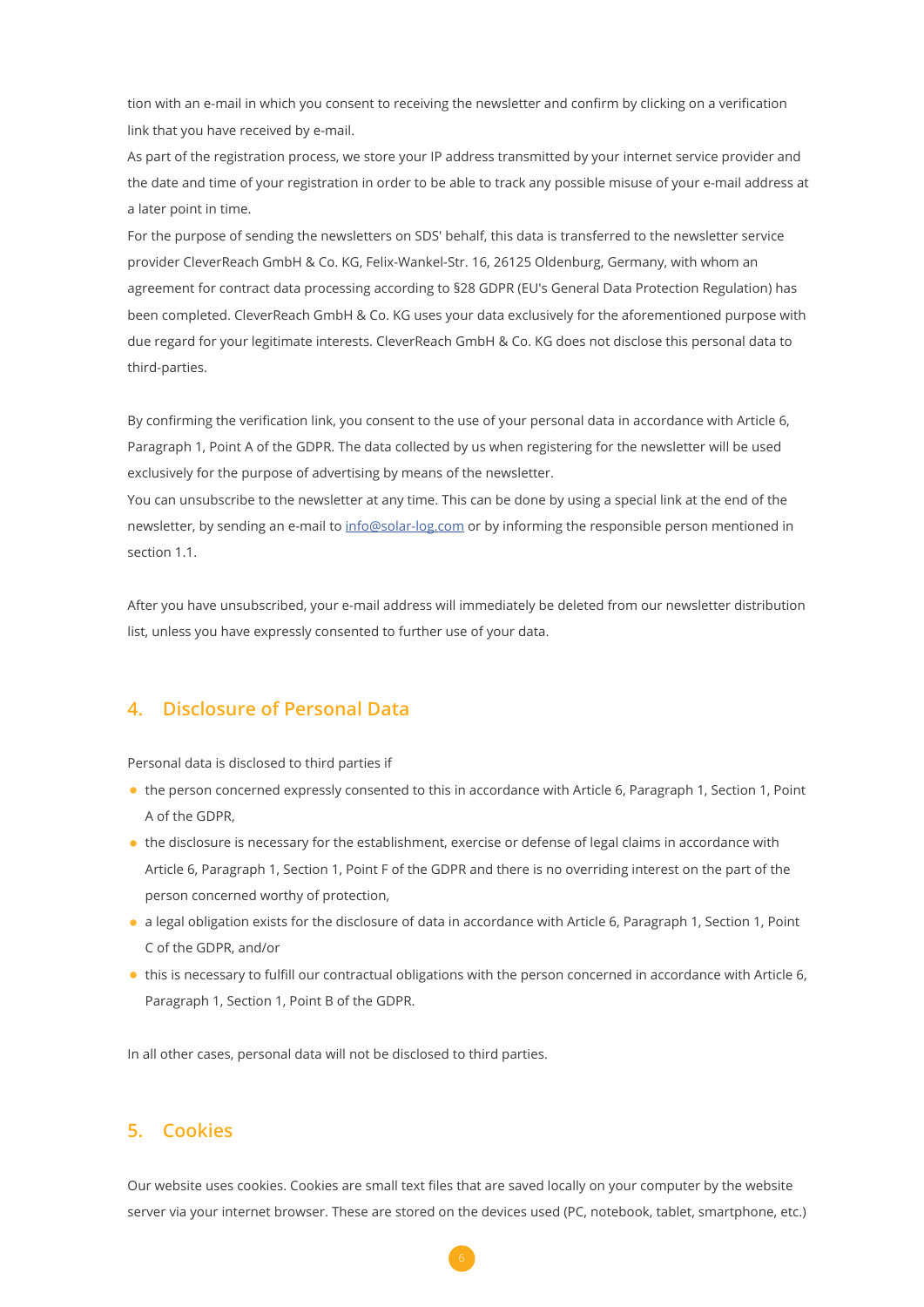tion with an e-mail in which you consent to receiving the newsletter and confirm by clicking on a verification link that you have received by e-mail.
As part of the registration process, we store your IP address transmitted by your internet service provider and the date and time of your registration in order to be able to track any possible misuse of your e-mail address at a later point in time.
For the purpose of sending the newsletters on SDS' behalf, this data is transferred to the newsletter service provider CleverReach GmbH & Co. KG, Felix-Wankel-Str. 16, 26125 Oldenburg, Germany, with whom an agreement for contract data processing according to §28 GDPR (EU's General Data Protection Regulation) has been completed. CleverReach GmbH & Co. KG uses your data exclusively for the aforementioned purpose with due regard for your legitimate interests. CleverReach GmbH & Co. KG does not disclose this personal data to third-parties.

By confirming the verification link, you consent to the use of your personal data in accordance with Article 6, Paragraph 1, Point A of the GDPR. The data collected by us when registering for the newsletter will be used exclusively for the purpose of advertising by means of the newsletter.
You can unsubscribe to the newsletter at any time. This can be done by using a special link at the end of the newsletter, by sending an e-mail to info@solar-log.com or by informing the responsible person mentioned in section 1.1.

After you have unsubscribed, your e-mail address will immediately be deleted from our newsletter distribution list, unless you have expressly consented to further use of your data.

## 4. Disclosure of Personal Data

Personal data is disclosed to third parties if

- the person concerned expressly consented to this in accordance with Article 6, Paragraph 1, Section 1, Point A of the GDPR,
- the disclosure is necessary for the establishment, exercise or defense of legal claims in accordance with Article 6, Paragraph 1, Section 1, Point F of the GDPR and there is no overriding interest on the part of the person concerned worthy of protection,
- a legal obligation exists for the disclosure of data in accordance with Article 6, Paragraph 1, Section 1, Point C of the GDPR, and/or
- this is necessary to fulfill our contractual obligations with the person concerned in accordance with Article 6, Paragraph 1, Section 1, Point B of the GDPR.

In all other cases, personal data will not be disclosed to third parties.

## 5. Cookies

Our website uses cookies. Cookies are small text files that are saved locally on your computer by the website server via your internet browser. These are stored on the devices used (PC, notebook, tablet, smartphone, etc.)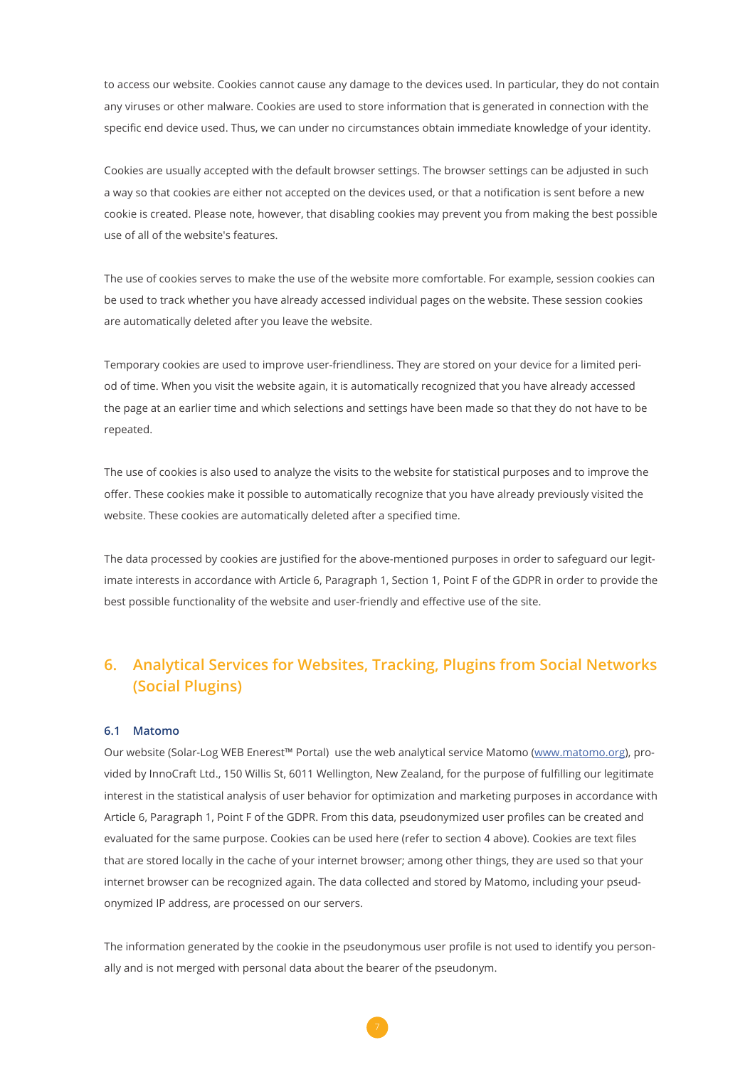to access our website. Cookies cannot cause any damage to the devices used. In particular, they do not contain any viruses or other malware. Cookies are used to store information that is generated in connection with the specific end device used. Thus, we can under no circumstances obtain immediate knowledge of your identity.

Cookies are usually accepted with the default browser settings. The browser settings can be adjusted in such a way so that cookies are either not accepted on the devices used, or that a notification is sent before a new cookie is created. Please note, however, that disabling cookies may prevent you from making the best possible use of all of the website's features.

The use of cookies serves to make the use of the website more comfortable. For example, session cookies can be used to track whether you have already accessed individual pages on the website. These session cookies are automatically deleted after you leave the website.

Temporary cookies are used to improve user-friendliness. They are stored on your device for a limited period of time. When you visit the website again, it is automatically recognized that you have already accessed the page at an earlier time and which selections and settings have been made so that they do not have to be repeated.

The use of cookies is also used to analyze the visits to the website for statistical purposes and to improve the offer. These cookies make it possible to automatically recognize that you have already previously visited the website. These cookies are automatically deleted after a specified time.

The data processed by cookies are justified for the above-mentioned purposes in order to safeguard our legitimate interests in accordance with Article 6, Paragraph 1, Section 1, Point F of the GDPR in order to provide the best possible functionality of the website and user-friendly and effective use of the site.

## 6. Analytical Services for Websites, Tracking, Plugins from Social Networks (Social Plugins)

### 6.1 Matomo

Our website (Solar-Log WEB Enerest™ Portal) use the web analytical service Matomo ([www.matomo.org](http://www.matomo.org)), provided by InnoCraft Ltd., 150 Willis St, 6011 Wellington, New Zealand, for the purpose of fulfilling our legitimate interest in the statistical analysis of user behavior for optimization and marketing purposes in accordance with Article 6, Paragraph 1, Point F of the GDPR. From this data, pseudonymized user profiles can be created and evaluated for the same purpose. Cookies can be used here (refer to section 4 above). Cookies are text files that are stored locally in the cache of your internet browser; among other things, they are used so that your internet browser can be recognized again. The data collected and stored by Matomo, including your pseudonymized IP address, are processed on our servers.

The information generated by the cookie in the pseudonymous user profile is not used to identify you personally and is not merged with personal data about the bearer of the pseudonym.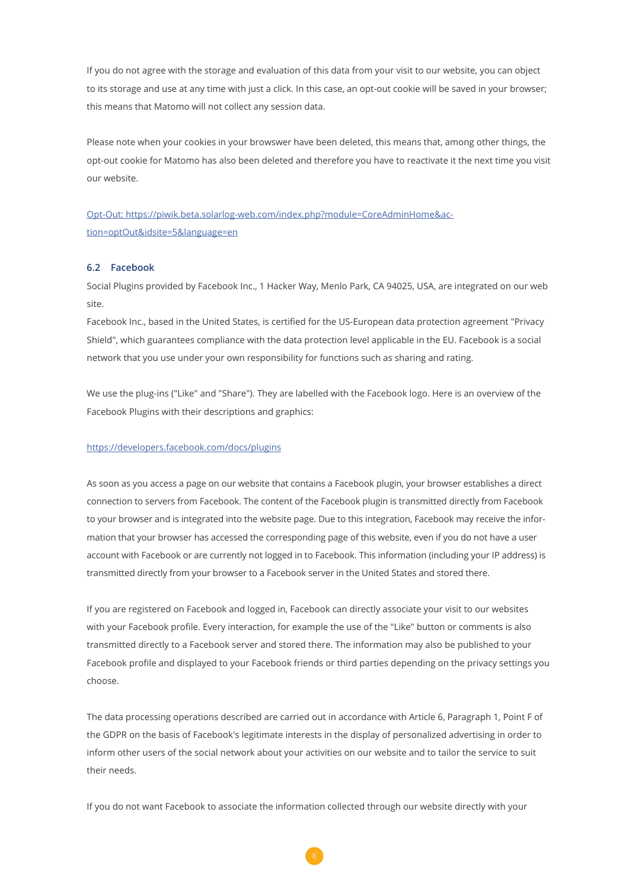If you do not agree with the storage and evaluation of this data from your visit to our website, you can object to its storage and use at any time with just a click. In this case, an opt-out cookie will be saved in your browser; this means that Matomo will not collect any session data.

Please note when your cookies in your browswer have been deleted, this means that, among other things, the opt-out cookie for Matomo has also been deleted and therefore you have to reactivate it the next time you visit our website.

[Opt-Out: https://piwik.beta.solarlog-web.com/index.php?module=CoreAdminHome&action=optOut&idsite=5&language=en](https://piwik.beta.solarlog-web.com/index.php?module=CoreAdminHome&action=optOut&idsite=5&language=en)

### 6.2 Facebook

Social Plugins provided by Facebook Inc., 1 Hacker Way, Menlo Park, CA 94025, USA, are integrated on our web site.
Facebook Inc., based in the United States, is certified for the US-European data protection agreement "Privacy Shield", which guarantees compliance with the data protection level applicable in the EU. Facebook is a social network that you use under your own responsibility for functions such as sharing and rating.

We use the plug-ins ("Like" and "Share"). They are labelled with the Facebook logo. Here is an overview of the Facebook Plugins with their descriptions and graphics:

[https://developers.facebook.com/docs/plugins](https://developers.facebook.com/docs/plugins)

As soon as you access a page on our website that contains a Facebook plugin, your browser establishes a direct connection to servers from Facebook. The content of the Facebook plugin is transmitted directly from Facebook to your browser and is integrated into the website page. Due to this integration, Facebook may receive the information that your browser has accessed the corresponding page of this website, even if you do not have a user account with Facebook or are currently not logged in to Facebook. This information (including your IP address) is transmitted directly from your browser to a Facebook server in the United States and stored there.

If you are registered on Facebook and logged in, Facebook can directly associate your visit to our websites with your Facebook profile. Every interaction, for example the use of the "Like" button or comments is also transmitted directly to a Facebook server and stored there. The information may also be published to your Facebook profile and displayed to your Facebook friends or third parties depending on the privacy settings you choose.

The data processing operations described are carried out in accordance with Article 6, Paragraph 1, Point F of the GDPR on the basis of Facebook's legitimate interests in the display of personalized advertising in order to inform other users of the social network about your activities on our website and to tailor the service to suit their needs.

If you do not want Facebook to associate the information collected through our website directly with your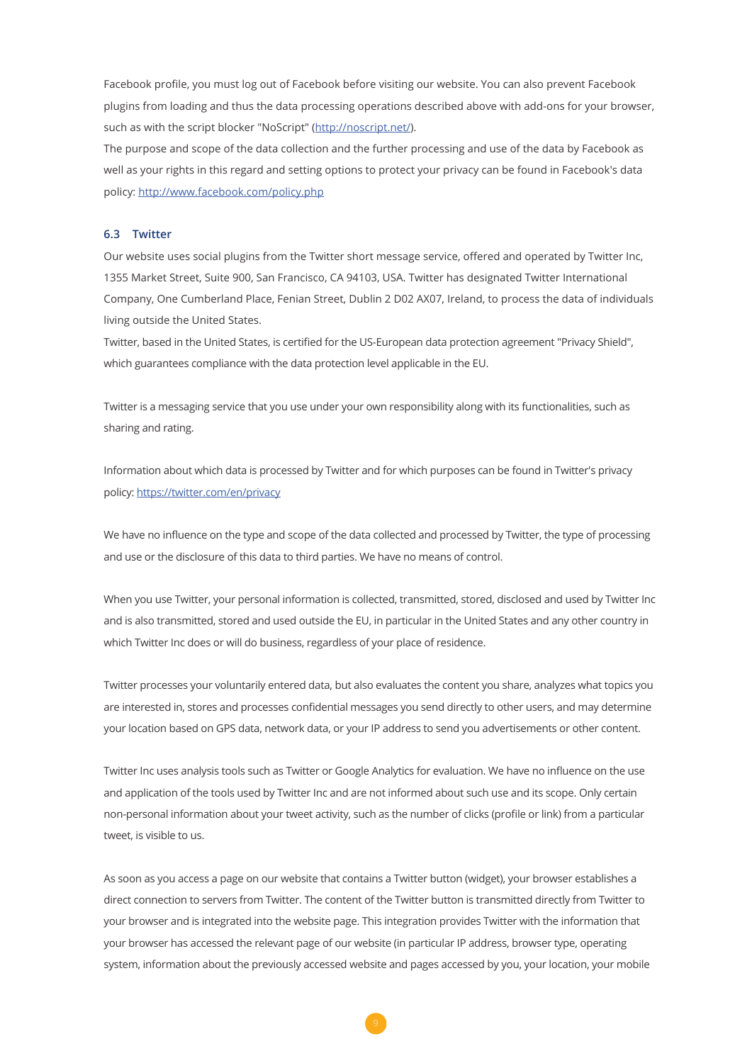Facebook profile, you must log out of Facebook before visiting our website. You can also prevent Facebook plugins from loading and thus the data processing operations described above with add-ons for your browser, such as with the script blocker "NoScript" (http://noscript.net/).

The purpose and scope of the data collection and the further processing and use of the data by Facebook as well as your rights in this regard and setting options to protect your privacy can be found in Facebook's data policy: http://www.facebook.com/policy.php

### 6.3 Twitter

Our website uses social plugins from the Twitter short message service, offered and operated by Twitter Inc, 1355 Market Street, Suite 900, San Francisco, CA 94103, USA. Twitter has designated Twitter International Company, One Cumberland Place, Fenian Street, Dublin 2 D02 AX07, Ireland, to process the data of individuals living outside the United States.

Twitter, based in the United States, is certified for the US-European data protection agreement "Privacy Shield", which guarantees compliance with the data protection level applicable in the EU.

Twitter is a messaging service that you use under your own responsibility along with its functionalities, such as sharing and rating.

Information about which data is processed by Twitter and for which purposes can be found in Twitter's privacy policy: https://twitter.com/en/privacy

We have no influence on the type and scope of the data collected and processed by Twitter, the type of processing and use or the disclosure of this data to third parties. We have no means of control.

When you use Twitter, your personal information is collected, transmitted, stored, disclosed and used by Twitter Inc and is also transmitted, stored and used outside the EU, in particular in the United States and any other country in which Twitter Inc does or will do business, regardless of your place of residence.

Twitter processes your voluntarily entered data, but also evaluates the content you share, analyzes what topics you are interested in, stores and processes confidential messages you send directly to other users, and may determine your location based on GPS data, network data, or your IP address to send you advertisements or other content.

Twitter Inc uses analysis tools such as Twitter or Google Analytics for evaluation. We have no influence on the use and application of the tools used by Twitter Inc and are not informed about such use and its scope. Only certain non-personal information about your tweet activity, such as the number of clicks (profile or link) from a particular tweet, is visible to us.

As soon as you access a page on our website that contains a Twitter button (widget), your browser establishes a direct connection to servers from Twitter. The content of the Twitter button is transmitted directly from Twitter to your browser and is integrated into the website page. This integration provides Twitter with the information that your browser has accessed the relevant page of our website (in particular IP address, browser type, operating system, information about the previously accessed website and pages accessed by you, your location, your mobile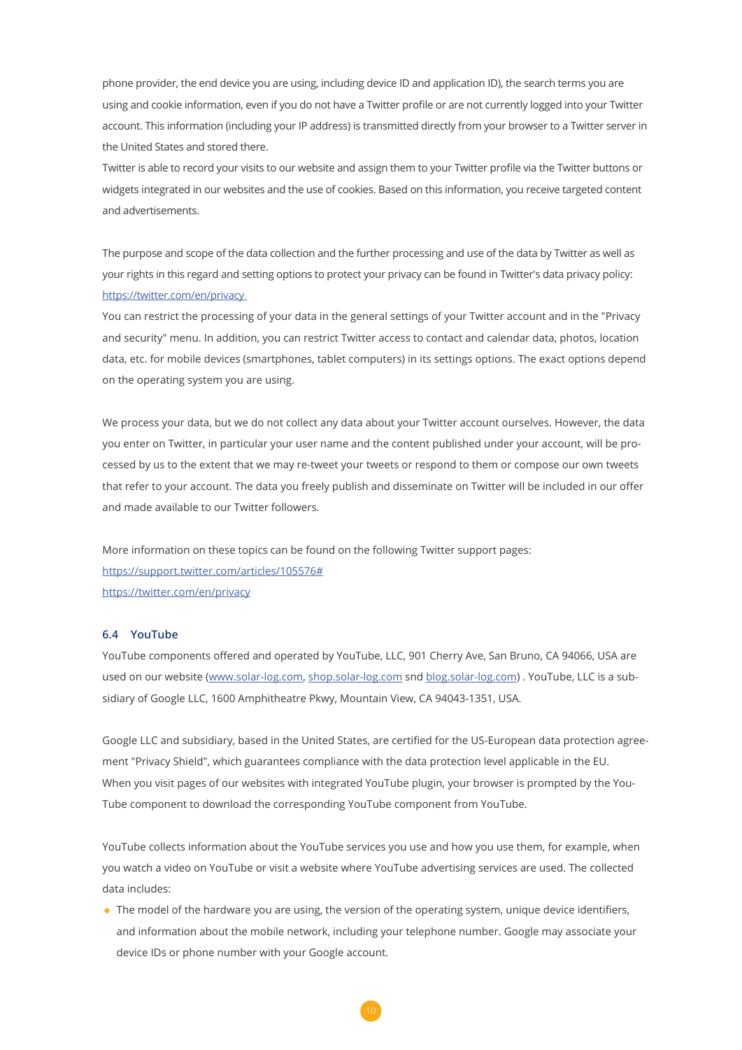phone provider, the end device you are using, including device ID and application ID), the search terms you are using and cookie information, even if you do not have a Twitter profile or are not currently logged into your Twitter account. This information (including your IP address) is transmitted directly from your browser to a Twitter server in the United States and stored there.
Twitter is able to record your visits to our website and assign them to your Twitter profile via the Twitter buttons or widgets integrated in our websites and the use of cookies. Based on this information, you receive targeted content and advertisements.

The purpose and scope of the data collection and the further processing and use of the data by Twitter as well as your rights in this regard and setting options to protect your privacy can be found in Twitter's data privacy policy: [https://twitter.com/en/privacy](https://twitter.com/en/privacy)
You can restrict the processing of your data in the general settings of your Twitter account and in the "Privacy and security" menu. In addition, you can restrict Twitter access to contact and calendar data, photos, location data, etc. for mobile devices (smartphones, tablet computers) in its settings options. The exact options depend on the operating system you are using.

We process your data, but we do not collect any data about your Twitter account ourselves. However, the data you enter on Twitter, in particular your user name and the content published under your account, will be processed by us to the extent that we may re-tweet your tweets or respond to them or compose our own tweets that refer to your account. The data you freely publish and disseminate on Twitter will be included in our offer and made available to our Twitter followers.

More information on these topics can be found on the following Twitter support pages:
[https://support.twitter.com/articles/105576#](https://support.twitter.com/articles/105576#)
[https://twitter.com/en/privacy](https://twitter.com/en/privacy)

### 6.4 YouTube

YouTube components offered and operated by YouTube, LLC, 901 Cherry Ave, San Bruno, CA 94066, USA are used on our website ([www.solar-log.com](www.solar-log.com), [shop.solar-log.com](shop.solar-log.com) snd [blog.solar-log.com](blog.solar-log.com)) . YouTube, LLC is a subsidiary of Google LLC, 1600 Amphitheatre Pkwy, Mountain View, CA 94043-1351, USA.

Google LLC and subsidiary, based in the United States, are certified for the US-European data protection agreement "Privacy Shield", which guarantees compliance with the data protection level applicable in the EU.
When you visit pages of our websites with integrated YouTube plugin, your browser is prompted by the YouTube component to download the corresponding YouTube component from YouTube.

YouTube collects information about the YouTube services you use and how you use them, for example, when you watch a video on YouTube or visit a website where YouTube advertising services are used. The collected data includes:

- The model of the hardware you are using, the version of the operating system, unique device identifiers, and information about the mobile network, including your telephone number. Google may associate your device IDs or phone number with your Google account.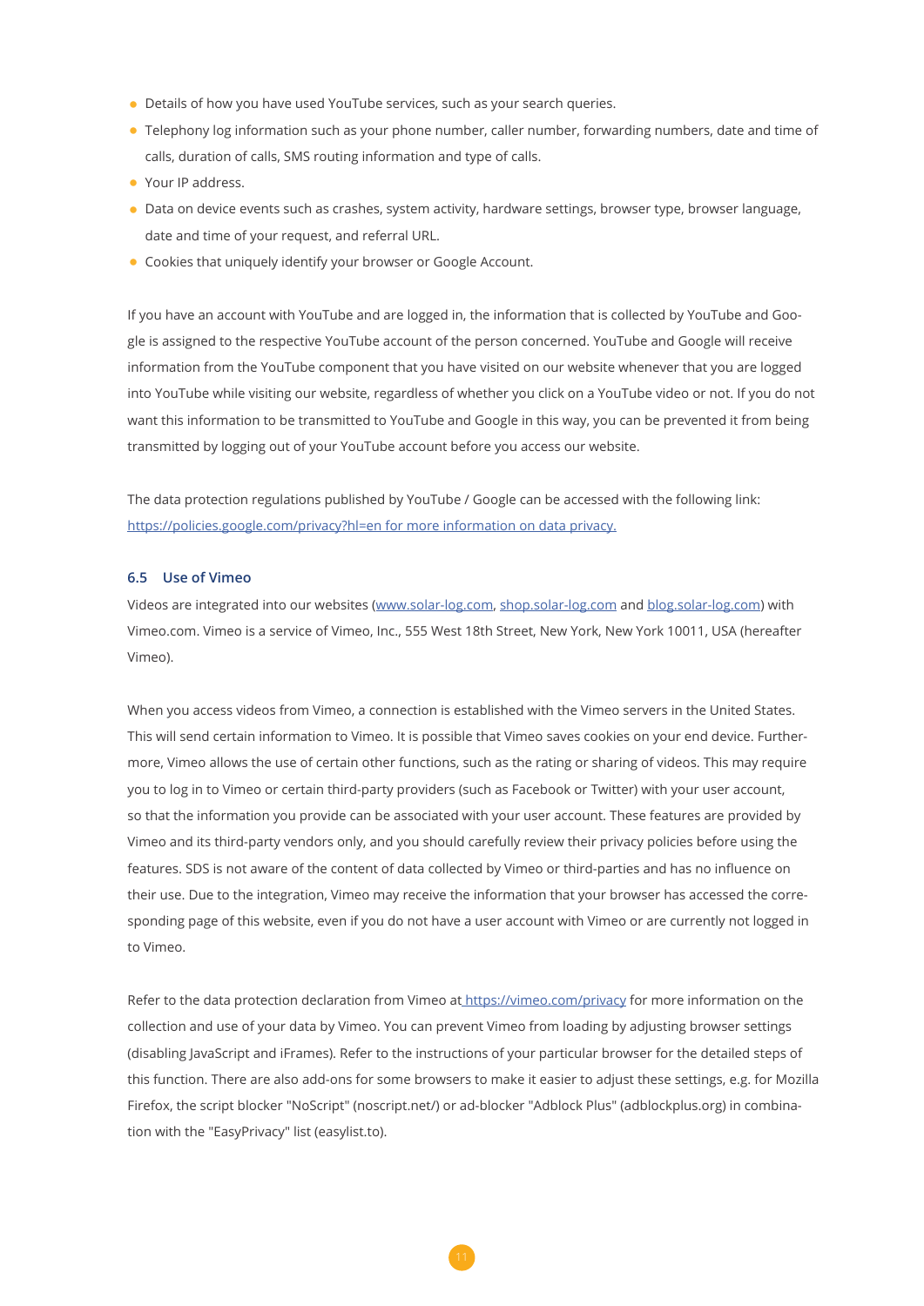- Details of how you have used YouTube services, such as your search queries.
- Telephony log information such as your phone number, caller number, forwarding numbers, date and time of calls, duration of calls, SMS routing information and type of calls.
- Your IP address.
- Data on device events such as crashes, system activity, hardware settings, browser type, browser language, date and time of your request, and referral URL.
- Cookies that uniquely identify your browser or Google Account.

If you have an account with YouTube and are logged in, the information that is collected by YouTube and Google is assigned to the respective YouTube account of the person concerned. YouTube and Google will receive information from the YouTube component that you have visited on our website whenever that you are logged into YouTube while visiting our website, regardless of whether you click on a YouTube video or not. If you do not want this information to be transmitted to YouTube and Google in this way, you can be prevented it from being transmitted by logging out of your YouTube account before you access our website.

The data protection regulations published by YouTube / Google can be accessed with the following link: https://policies.google.com/privacy?hl=en for more information on data privacy.

### 6.5 Use of Vimeo

Videos are integrated into our websites (www.solar-log.com, shop.solar-log.com and blog.solar-log.com) with Vimeo.com. Vimeo is a service of Vimeo, Inc., 555 West 18th Street, New York, New York 10011, USA (hereafter Vimeo).

When you access videos from Vimeo, a connection is established with the Vimeo servers in the United States. This will send certain information to Vimeo. It is possible that Vimeo saves cookies on your end device. Furthermore, Vimeo allows the use of certain other functions, such as the rating or sharing of videos. This may require you to log in to Vimeo or certain third-party providers (such as Facebook or Twitter) with your user account, so that the information you provide can be associated with your user account. These features are provided by Vimeo and its third-party vendors only, and you should carefully review their privacy policies before using the features. SDS is not aware of the content of data collected by Vimeo or third-parties and has no influence on their use. Due to the integration, Vimeo may receive the information that your browser has accessed the corresponding page of this website, even if you do not have a user account with Vimeo or are currently not logged in to Vimeo.

Refer to the data protection declaration from Vimeo at https://vimeo.com/privacy for more information on the collection and use of your data by Vimeo. You can prevent Vimeo from loading by adjusting browser settings (disabling JavaScript and iFrames). Refer to the instructions of your particular browser for the detailed steps of this function. There are also add-ons for some browsers to make it easier to adjust these settings, e.g. for Mozilla Firefox, the script blocker "NoScript" (noscript.net/) or ad-blocker "Adblock Plus" (adblockplus.org) in combination with the "EasyPrivacy" list (easylist.to).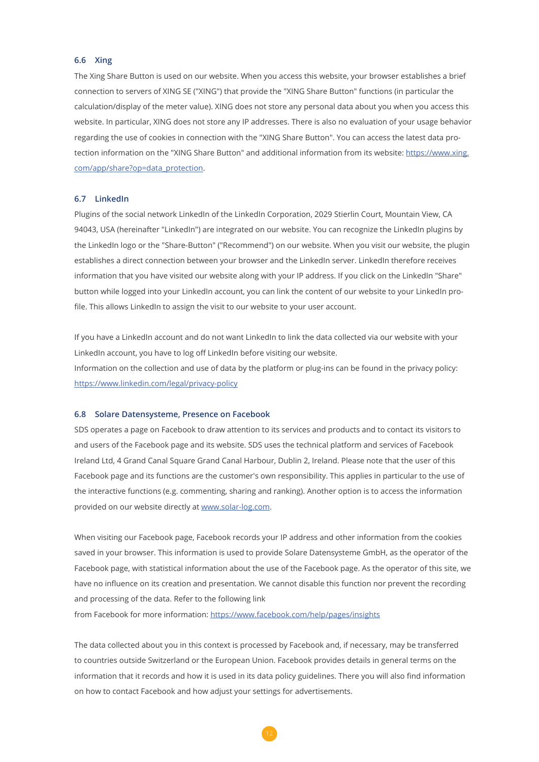### 6.6 Xing

The Xing Share Button is used on our website. When you access this website, your browser establishes a brief connection to servers of XING SE ("XING") that provide the "XING Share Button" functions (in particular the calculation/display of the meter value). XING does not store any personal data about you when you access this website. In particular, XING does not store any IP addresses. There is also no evaluation of your usage behavior regarding the use of cookies in connection with the "XING Share Button". You can access the latest data protection information on the "XING Share Button" and additional information from its website: https://www.xing.com/app/share?op=data_protection.

### 6.7 LinkedIn

Plugins of the social network LinkedIn of the LinkedIn Corporation, 2029 Stierlin Court, Mountain View, CA 94043, USA (hereinafter "LinkedIn") are integrated on our website. You can recognize the LinkedIn plugins by the LinkedIn logo or the "Share-Button" ("Recommend") on our website. When you visit our website, the plugin establishes a direct connection between your browser and the LinkedIn server. LinkedIn therefore receives information that you have visited our website along with your IP address. If you click on the LinkedIn "Share" button while logged into your LinkedIn account, you can link the content of our website to your LinkedIn profile. This allows LinkedIn to assign the visit to our website to your user account.

If you have a LinkedIn account and do not want LinkedIn to link the data collected via our website with your LinkedIn account, you have to log off LinkedIn before visiting our website.
Information on the collection and use of data by the platform or plug-ins can be found in the privacy policy: https://www.linkedin.com/legal/privacy-policy

### 6.8 Solare Datensysteme, Presence on Facebook

SDS operates a page on Facebook to draw attention to its services and products and to contact its visitors to and users of the Facebook page and its website. SDS uses the technical platform and services of Facebook Ireland Ltd, 4 Grand Canal Square Grand Canal Harbour, Dublin 2, Ireland. Please note that the user of this Facebook page and its functions are the customer's own responsibility. This applies in particular to the use of the interactive functions (e.g. commenting, sharing and ranking). Another option is to access the information provided on our website directly at www.solar-log.com.

When visiting our Facebook page, Facebook records your IP address and other information from the cookies saved in your browser. This information is used to provide Solare Datensysteme GmbH, as the operator of the Facebook page, with statistical information about the use of the Facebook page. As the operator of this site, we have no influence on its creation and presentation. We cannot disable this function nor prevent the recording and processing of the data. Refer to the following link
from Facebook for more information: https://www.facebook.com/help/pages/insights

The data collected about you in this context is processed by Facebook and, if necessary, may be transferred to countries outside Switzerland or the European Union. Facebook provides details in general terms on the information that it records and how it is used in its data policy guidelines. There you will also find information on how to contact Facebook and how adjust your settings for advertisements.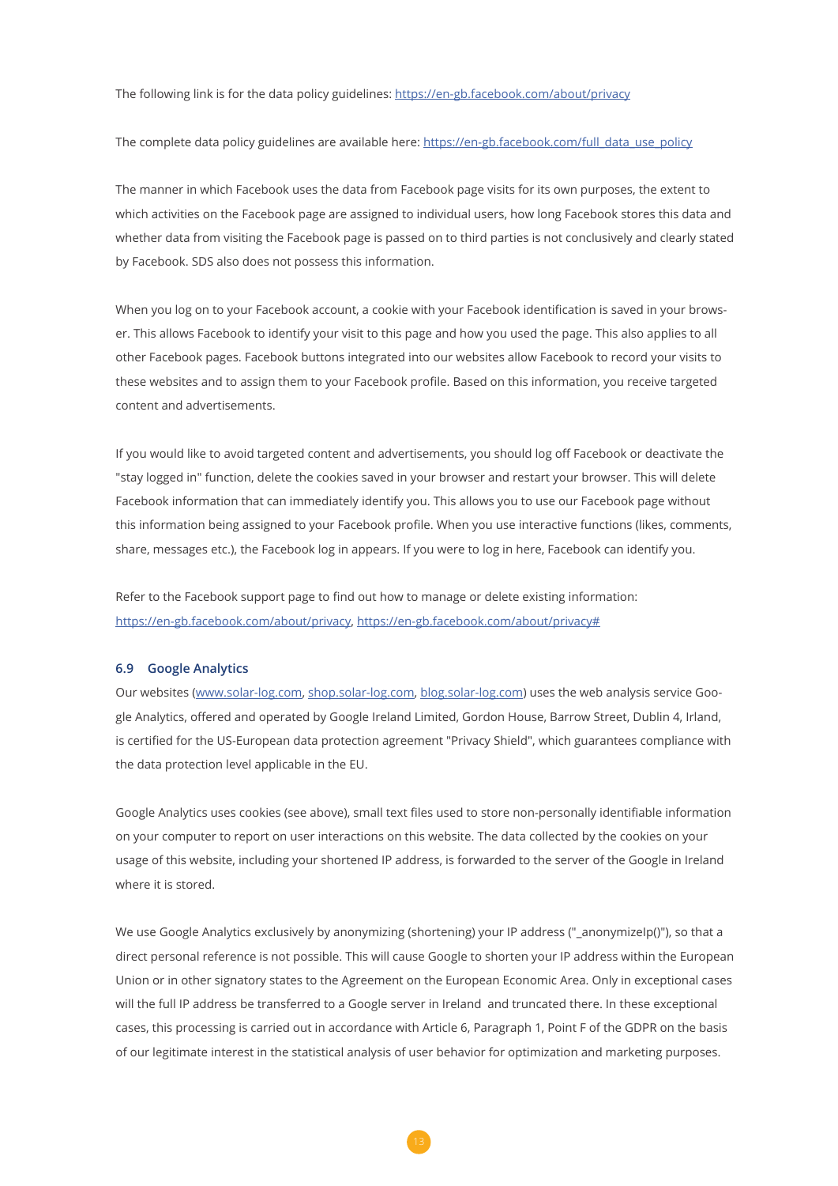The following link is for the data policy guidelines: [https://en-gb.facebook.com/about/privacy](https://en-gb.facebook.com/about/privacy)

The complete data policy guidelines are available here: [https://en-gb.facebook.com/full_data_use_policy](https://en-gb.facebook.com/full_data_use_policy)

The manner in which Facebook uses the data from Facebook page visits for its own purposes, the extent to which activities on the Facebook page are assigned to individual users, how long Facebook stores this data and whether data from visiting the Facebook page is passed on to third parties is not conclusively and clearly stated by Facebook. SDS also does not possess this information.

When you log on to your Facebook account, a cookie with your Facebook identification is saved in your browser. This allows Facebook to identify your visit to this page and how you used the page. This also applies to all other Facebook pages. Facebook buttons integrated into our websites allow Facebook to record your visits to these websites and to assign them to your Facebook profile. Based on this information, you receive targeted content and advertisements.

If you would like to avoid targeted content and advertisements, you should log off Facebook or deactivate the "stay logged in" function, delete the cookies saved in your browser and restart your browser. This will delete Facebook information that can immediately identify you. This allows you to use our Facebook page without this information being assigned to your Facebook profile. When you use interactive functions (likes, comments, share, messages etc.), the Facebook log in appears. If you were to log in here, Facebook can identify you.

Refer to the Facebook support page to find out how to manage or delete existing information: [https://en-gb.facebook.com/about/privacy](https://en-gb.facebook.com/about/privacy), [https://en-gb.facebook.com/about/privacy#](https://en-gb.facebook.com/about/privacy#)

### 6.9 Google Analytics

Our websites ([www.solar-log.com](www.solar-log.com), [shop.solar-log.com](shop.solar-log.com), [blog.solar-log.com](blog.solar-log.com)) uses the web analysis service Google Analytics, offered and operated by Google Ireland Limited, Gordon House, Barrow Street, Dublin 4, Irland, is certified for the US-European data protection agreement "Privacy Shield", which guarantees compliance with the data protection level applicable in the EU.

Google Analytics uses cookies (see above), small text files used to store non-personally identifiable information on your computer to report on user interactions on this website. The data collected by the cookies on your usage of this website, including your shortened IP address, is forwarded to the server of the Google in Ireland where it is stored.

We use Google Analytics exclusively by anonymizing (shortening) your IP address ("_anonymizeIp()"), so that a direct personal reference is not possible. This will cause Google to shorten your IP address within the European Union or in other signatory states to the Agreement on the European Economic Area. Only in exceptional cases will the full IP address be transferred to a Google server in Ireland and truncated there. In these exceptional cases, this processing is carried out in accordance with Article 6, Paragraph 1, Point F of the GDPR on the basis of our legitimate interest in the statistical analysis of user behavior for optimization and marketing purposes.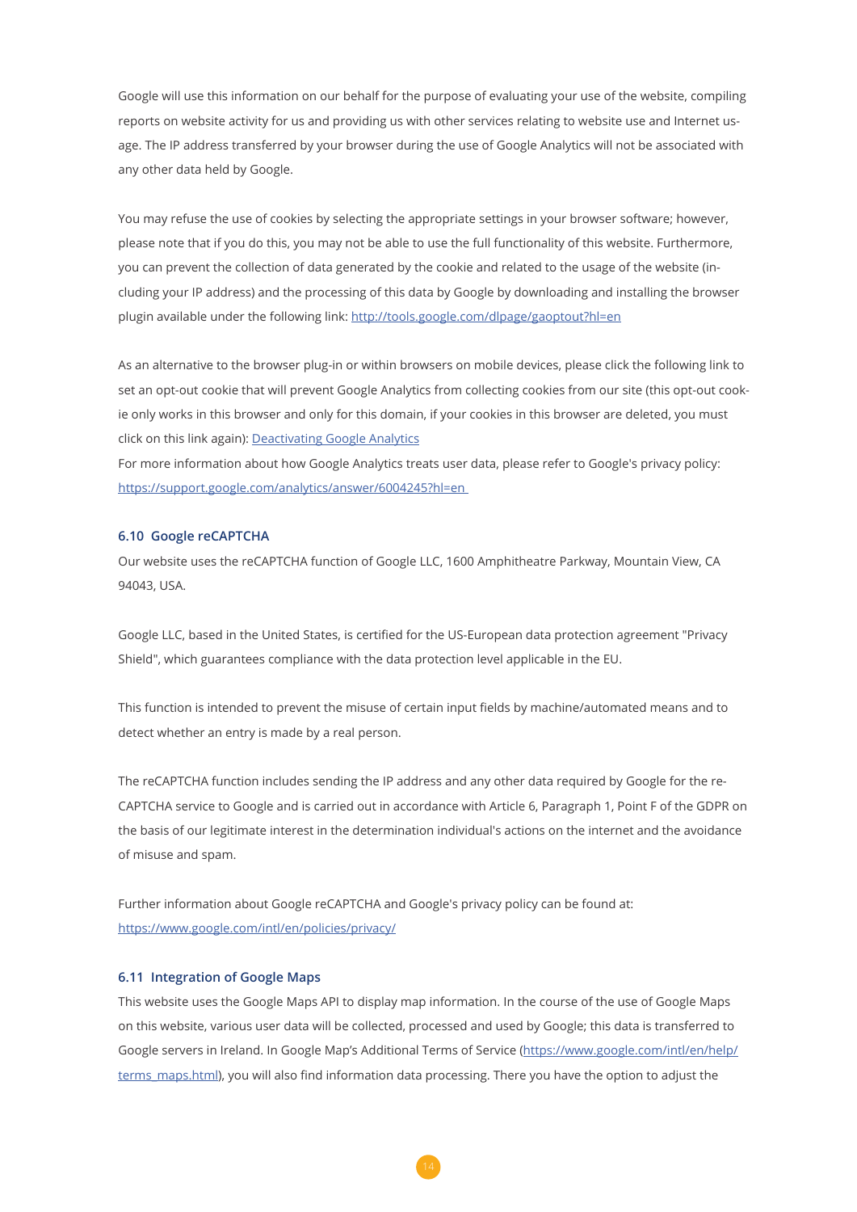Google will use this information on our behalf for the purpose of evaluating your use of the website, compiling reports on website activity for us and providing us with other services relating to website use and Internet usage. The IP address transferred by your browser during the use of Google Analytics will not be associated with any other data held by Google.

You may refuse the use of cookies by selecting the appropriate settings in your browser software; however, please note that if you do this, you may not be able to use the full functionality of this website. Furthermore, you can prevent the collection of data generated by the cookie and related to the usage of the website (including your IP address) and the processing of this data by Google by downloading and installing the browser plugin available under the following link: [http://tools.google.com/dlpage/gaoptout?hl=en](http://tools.google.com/dlpage/gaoptout?hl=en)

As an alternative to the browser plug-in or within browsers on mobile devices, please click the following link to set an opt-out cookie that will prevent Google Analytics from collecting cookies from our site (this opt-out cookie only works in this browser and only for this domain, if your cookies in this browser are deleted, you must click on this link again): Deactivating Google Analytics
For more information about how Google Analytics treats user data, please refer to Google's privacy policy: [https://support.google.com/analytics/answer/6004245?hl=en](https://support.google.com/analytics/answer/6004245?hl=en)

### 6.10 Google reCAPTCHA

Our website uses the reCAPTCHA function of Google LLC, 1600 Amphitheatre Parkway, Mountain View, CA 94043, USA.

Google LLC, based in the United States, is certified for the US-European data protection agreement "Privacy Shield", which guarantees compliance with the data protection level applicable in the EU.

This function is intended to prevent the misuse of certain input fields by machine/automated means and to detect whether an entry is made by a real person.

The reCAPTCHA function includes sending the IP address and any other data required by Google for the reCAPTCHA service to Google and is carried out in accordance with Article 6, Paragraph 1, Point F of the GDPR on the basis of our legitimate interest in the determination individual's actions on the internet and the avoidance of misuse and spam.

Further information about Google reCAPTCHA and Google's privacy policy can be found at: [https://www.google.com/intl/en/policies/privacy/](https://www.google.com/intl/en/policies/privacy/)

### 6.11 Integration of Google Maps

This website uses the Google Maps API to display map information. In the course of the use of Google Maps on this website, various user data will be collected, processed and used by Google; this data is transferred to Google servers in Ireland. In Google Map's Additional Terms of Service ([https://www.google.com/intl/en/help/terms_maps.html](https://www.google.com/intl/en/help/terms_maps.html)), you will also find information data processing. There you have the option to adjust the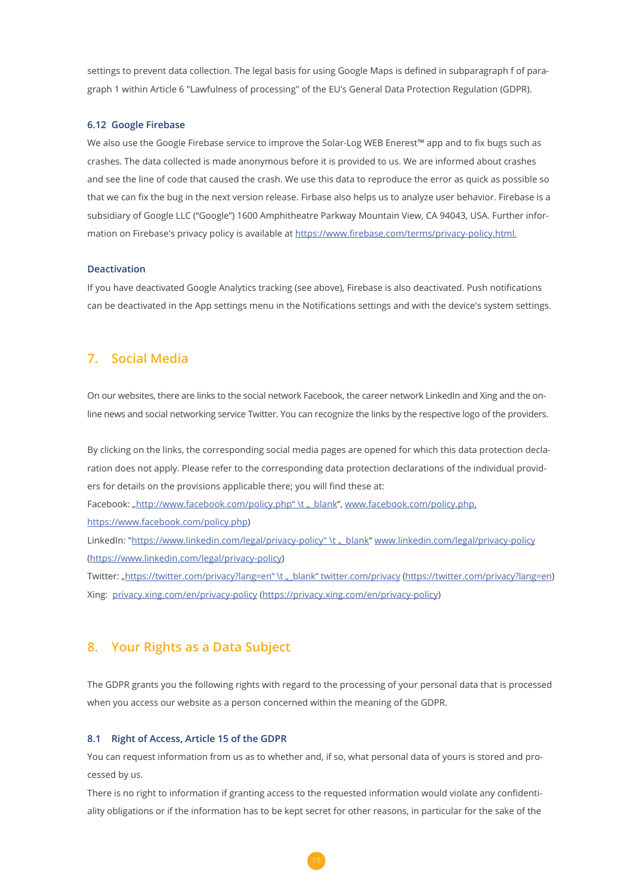settings to prevent data collection. The legal basis for using Google Maps is defined in subparagraph f of paragraph 1 within Article 6 "Lawfulness of processing" of the EU's General Data Protection Regulation (GDPR).

### 6.12 Google Firebase

We also use the Google Firebase service to improve the Solar-Log WEB Enerest™ app and to fix bugs such as crashes. The data collected is made anonymous before it is provided to us. We are informed about crashes and see the line of code that caused the crash. We use this data to reproduce the error as quick as possible so that we can fix the bug in the next version release. Firbase also helps us to analyze user behavior. Firebase is a subsidiary of Google LLC ("Google") 1600 Amphitheatre Parkway Mountain View, CA 94043, USA. Further information on Firebase's privacy policy is available at https://www.firebase.com/terms/privacy-policy.html.

### Deactivation

If you have deactivated Google Analytics tracking (see above), Firebase is also deactivated. Push notifications can be deactivated in the App settings menu in the Notifications settings and with the device's system settings.

## 7. Social Media

On our websites, there are links to the social network Facebook, the career network LinkedIn and Xing and the online news and social networking service Twitter. You can recognize the links by the respective logo of the providers.

By clicking on the links, the corresponding social media pages are opened for which this data protection declaration does not apply. Please refer to the corresponding data protection declarations of the individual providers for details on the provisions applicable there; you will find these at:

Facebook: „http://www.facebook.com/policy.php" \t „_blank", www.facebook.com/policy.php. https://www.facebook.com/policy.php)

LinkedIn: "https://www.linkedin.com/legal/privacy-policy" \t „_blank" www.linkedin.com/legal/privacy-policy (https://www.linkedin.com/legal/privacy-policy)

Twitter: „https://twitter.com/privacy?lang=en" \t „_blank" twitter.com/privacy (https://twitter.com/privacy?lang=en)

Xing: privacy.xing.com/en/privacy-policy (https://privacy.xing.com/en/privacy-policy)

## 8. Your Rights as a Data Subject

The GDPR grants you the following rights with regard to the processing of your personal data that is processed when you access our website as a person concerned within the meaning of the GDPR.

### 8.1 Right of Access, Article 15 of the GDPR

You can request information from us as to whether and, if so, what personal data of yours is stored and processed by us.

There is no right to information if granting access to the requested information would violate any confidentiality obligations or if the information has to be kept secret for other reasons, in particular for the sake of the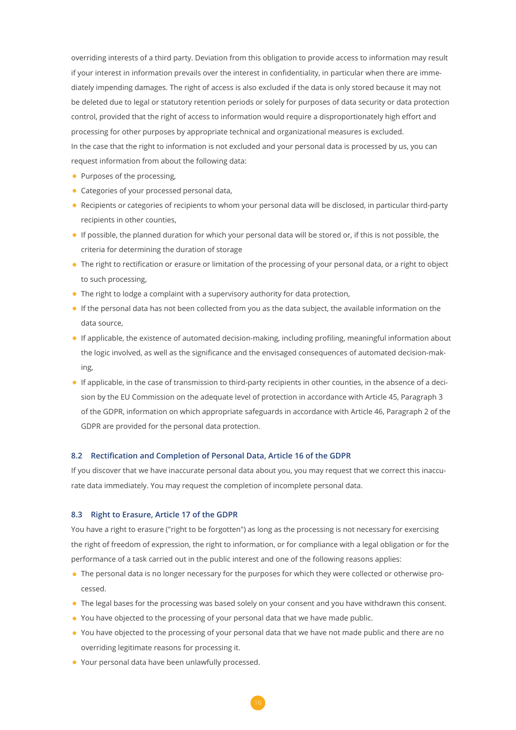overriding interests of a third party. Deviation from this obligation to provide access to information may result if your interest in information prevails over the interest in confidentiality, in particular when there are immediately impending damages. The right of access is also excluded if the data is only stored because it may not be deleted due to legal or statutory retention periods or solely for purposes of data security or data protection control, provided that the right of access to information would require a disproportionately high effort and processing for other purposes by appropriate technical and organizational measures is excluded.
In the case that the right to information is not excluded and your personal data is processed by us, you can request information from about the following data:

- Purposes of the processing,
- Categories of your processed personal data,
- Recipients or categories of recipients to whom your personal data will be disclosed, in particular third-party recipients in other counties,
- If possible, the planned duration for which your personal data will be stored or, if this is not possible, the criteria for determining the duration of storage
- The right to rectification or erasure or limitation of the processing of your personal data, or a right to object to such processing,
- The right to lodge a complaint with a supervisory authority for data protection,
- If the personal data has not been collected from you as the data subject, the available information on the data source,
- If applicable, the existence of automated decision-making, including profiling, meaningful information about the logic involved, as well as the significance and the envisaged consequences of automated decision-making,
- If applicable, in the case of transmission to third-party recipients in other counties, in the absence of a decision by the EU Commission on the adequate level of protection in accordance with Article 45, Paragraph 3 of the GDPR, information on which appropriate safeguards in accordance with Article 46, Paragraph 2 of the GDPR are provided for the personal data protection.

### 8.2 Rectification and Completion of Personal Data, Article 16 of the GDPR

If you discover that we have inaccurate personal data about you, you may request that we correct this inaccurate data immediately. You may request the completion of incomplete personal data.

### 8.3 Right to Erasure, Article 17 of the GDPR

You have a right to erasure ("right to be forgotten") as long as the processing is not necessary for exercising the right of freedom of expression, the right to information, or for compliance with a legal obligation or for the performance of a task carried out in the public interest and one of the following reasons applies:

- The personal data is no longer necessary for the purposes for which they were collected or otherwise processed.
- The legal bases for the processing was based solely on your consent and you have withdrawn this consent.
- You have objected to the processing of your personal data that we have made public.
- You have objected to the processing of your personal data that we have not made public and there are no overriding legitimate reasons for processing it.
- Your personal data have been unlawfully processed.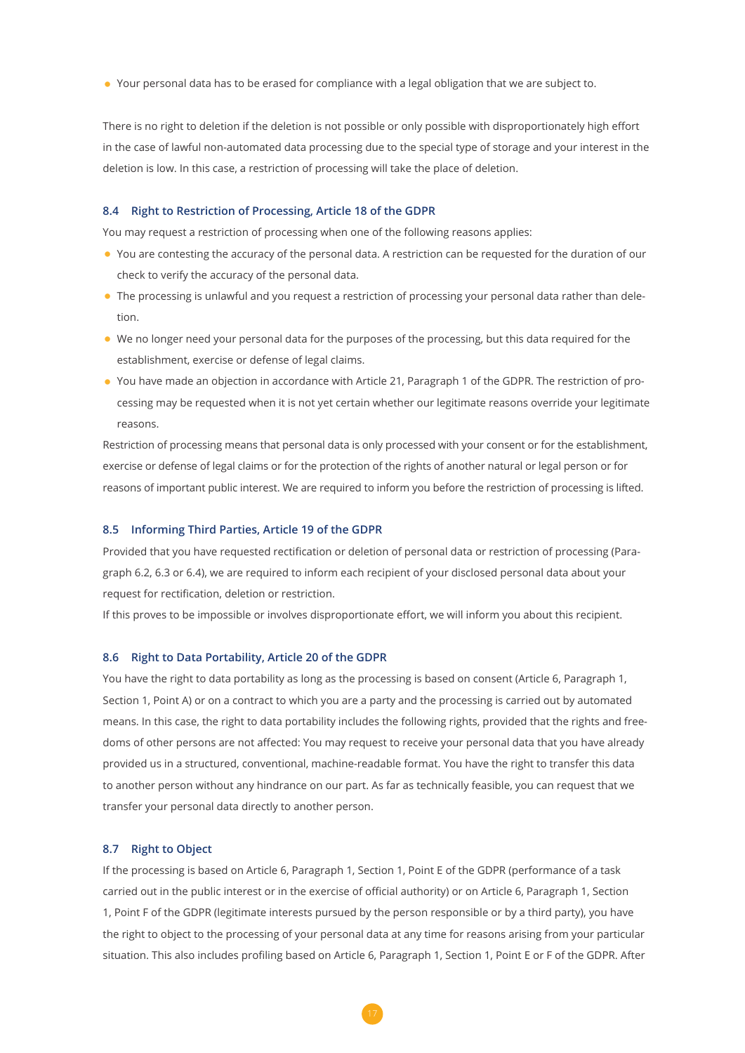- Your personal data has to be erased for compliance with a legal obligation that we are subject to.

There is no right to deletion if the deletion is not possible or only possible with disproportionately high effort in the case of lawful non-automated data processing due to the special type of storage and your interest in the deletion is low. In this case, a restriction of processing will take the place of deletion.

### 8.4 Right to Restriction of Processing, Article 18 of the GDPR

You may request a restriction of processing when one of the following reasons applies:

- You are contesting the accuracy of the personal data. A restriction can be requested for the duration of our check to verify the accuracy of the personal data.
- The processing is unlawful and you request a restriction of processing your personal data rather than deletion.
- We no longer need your personal data for the purposes of the processing, but this data required for the establishment, exercise or defense of legal claims.
- You have made an objection in accordance with Article 21, Paragraph 1 of the GDPR. The restriction of processing may be requested when it is not yet certain whether our legitimate reasons override your legitimate reasons.

Restriction of processing means that personal data is only processed with your consent or for the establishment, exercise or defense of legal claims or for the protection of the rights of another natural or legal person or for reasons of important public interest. We are required to inform you before the restriction of processing is lifted.

### 8.5 Informing Third Parties, Article 19 of the GDPR

Provided that you have requested rectification or deletion of personal data or restriction of processing (Paragraph 6.2, 6.3 or 6.4), we are required to inform each recipient of your disclosed personal data about your request for rectification, deletion or restriction.

If this proves to be impossible or involves disproportionate effort, we will inform you about this recipient.

### 8.6 Right to Data Portability, Article 20 of the GDPR

You have the right to data portability as long as the processing is based on consent (Article 6, Paragraph 1, Section 1, Point A) or on a contract to which you are a party and the processing is carried out by automated means. In this case, the right to data portability includes the following rights, provided that the rights and freedoms of other persons are not affected: You may request to receive your personal data that you have already provided us in a structured, conventional, machine-readable format. You have the right to transfer this data to another person without any hindrance on our part. As far as technically feasible, you can request that we transfer your personal data directly to another person.

### 8.7 Right to Object

If the processing is based on Article 6, Paragraph 1, Section 1, Point E of the GDPR (performance of a task carried out in the public interest or in the exercise of official authority) or on Article 6, Paragraph 1, Section 1, Point F of the GDPR (legitimate interests pursued by the person responsible or by a third party), you have the right to object to the processing of your personal data at any time for reasons arising from your particular situation. This also includes profiling based on Article 6, Paragraph 1, Section 1, Point E or F of the GDPR. After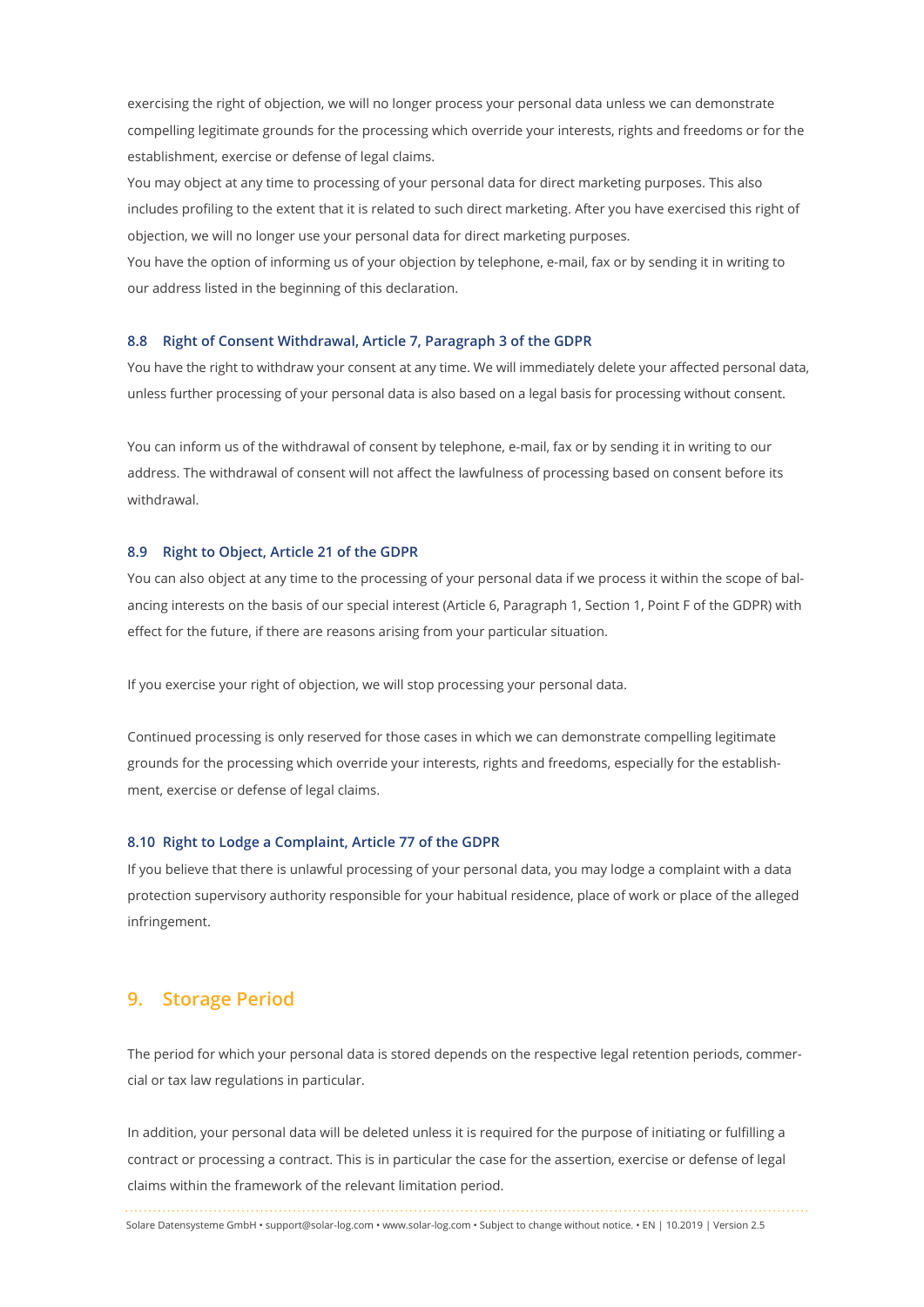exercising the right of objection, we will no longer process your personal data unless we can demonstrate compelling legitimate grounds for the processing which override your interests, rights and freedoms or for the establishment, exercise or defense of legal claims.

You may object at any time to processing of your personal data for direct marketing purposes. This also includes profiling to the extent that it is related to such direct marketing. After you have exercised this right of objection, we will no longer use your personal data for direct marketing purposes.

You have the option of informing us of your objection by telephone, e-mail, fax or by sending it in writing to our address listed in the beginning of this declaration.

### 8.8 Right of Consent Withdrawal, Article 7, Paragraph 3 of the GDPR

You have the right to withdraw your consent at any time. We will immediately delete your affected personal data, unless further processing of your personal data is also based on a legal basis for processing without consent.

You can inform us of the withdrawal of consent by telephone, e-mail, fax or by sending it in writing to our address. The withdrawal of consent will not affect the lawfulness of processing based on consent before its withdrawal.

### 8.9 Right to Object, Article 21 of the GDPR

You can also object at any time to the processing of your personal data if we process it within the scope of balancing interests on the basis of our special interest (Article 6, Paragraph 1, Section 1, Point F of the GDPR) with effect for the future, if there are reasons arising from your particular situation.

If you exercise your right of objection, we will stop processing your personal data.

Continued processing is only reserved for those cases in which we can demonstrate compelling legitimate grounds for the processing which override your interests, rights and freedoms, especially for the establishment, exercise or defense of legal claims.

### 8.10 Right to Lodge a Complaint, Article 77 of the GDPR

If you believe that there is unlawful processing of your personal data, you may lodge a complaint with a data protection supervisory authority responsible for your habitual residence, place of work or place of the alleged infringement.

## 9. Storage Period

The period for which your personal data is stored depends on the respective legal retention periods, commercial or tax law regulations in particular.

In addition, your personal data will be deleted unless it is required for the purpose of initiating or fulfilling a contract or processing a contract. This is in particular the case for the assertion, exercise or defense of legal claims within the framework of the relevant limitation period.